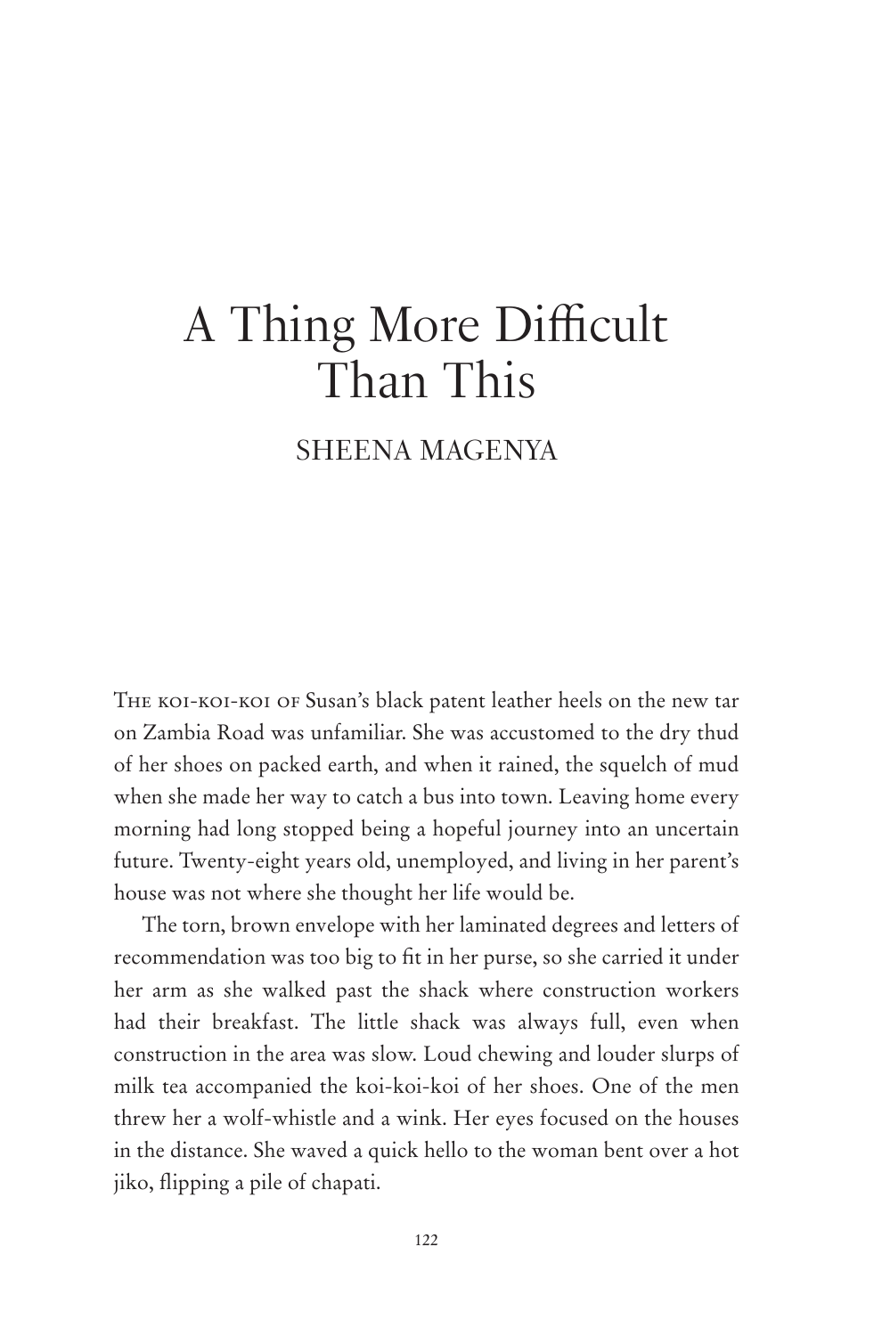# A Thing More Difficult Than This

## SHEENA MAGENYA

The koi-koi-koi of Susan's black patent leather heels on the new tar on Zambia Road was unfamiliar. She was accustomed to the dry thud of her shoes on packed earth, and when it rained, the squelch of mud when she made her way to catch a bus into town. Leaving home every morning had long stopped being a hopeful journey into an uncertain future. Twenty-eight years old, unemployed, and living in her parent's house was not where she thought her life would be.

The torn, brown envelope with her laminated degrees and letters of recommendation was too big to fit in her purse, so she carried it under her arm as she walked past the shack where construction workers had their breakfast. The little shack was always full, even when construction in the area was slow. Loud chewing and louder slurps of milk tea accompanied the koi-koi-koi of her shoes. One of the men threw her a wolf-whistle and a wink. Her eyes focused on the houses in the distance. She waved a quick hello to the woman bent over a hot jiko, flipping a pile of chapati.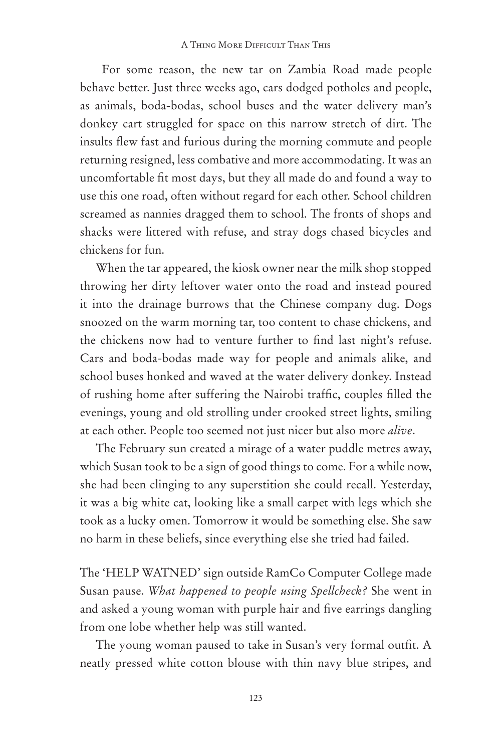For some reason, the new tar on Zambia Road made people behave better. Just three weeks ago, cars dodged potholes and people, as animals, boda-bodas, school buses and the water delivery man's donkey cart struggled for space on this narrow stretch of dirt. The insults flew fast and furious during the morning commute and people returning resigned, less combative and more accommodating. It was an uncomfortable fit most days, but they all made do and found a way to use this one road, often without regard for each other. School children screamed as nannies dragged them to school. The fronts of shops and shacks were littered with refuse, and stray dogs chased bicycles and chickens for fun.

When the tar appeared, the kiosk owner near the milk shop stopped throwing her dirty leftover water onto the road and instead poured it into the drainage burrows that the Chinese company dug. Dogs snoozed on the warm morning tar, too content to chase chickens, and the chickens now had to venture further to find last night's refuse. Cars and boda-bodas made way for people and animals alike, and school buses honked and waved at the water delivery donkey. Instead of rushing home after suffering the Nairobi traffic, couples filled the evenings, young and old strolling under crooked street lights, smiling at each other. People too seemed not just nicer but also more *alive*.

The February sun created a mirage of a water puddle metres away, which Susan took to be a sign of good things to come. For a while now, she had been clinging to any superstition she could recall. Yesterday, it was a big white cat, looking like a small carpet with legs which she took as a lucky omen. Tomorrow it would be something else. She saw no harm in these beliefs, since everything else she tried had failed.

The 'HELP WATNED' sign outside RamCo Computer College made Susan pause. *What happened to people using Spellcheck?* She went in and asked a young woman with purple hair and five earrings dangling from one lobe whether help was still wanted.

The young woman paused to take in Susan's very formal outfit. A neatly pressed white cotton blouse with thin navy blue stripes, and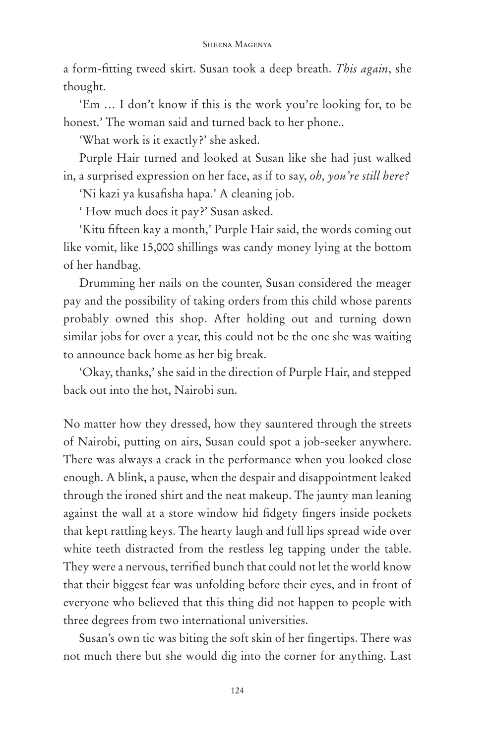a form-fitting tweed skirt. Susan took a deep breath. *This again*, she thought.

'Em … I don't know if this is the work you're looking for, to be honest.' The woman said and turned back to her phone..

'What work is it exactly?' she asked.

Purple Hair turned and looked at Susan like she had just walked in, a surprised expression on her face, as if to say, *oh, you're still here?*

'Ni kazi ya kusafisha hapa.' A cleaning job.

' How much does it pay?' Susan asked.

'Kitu fifteen kay a month,' Purple Hair said, the words coming out like vomit, like 15,000 shillings was candy money lying at the bottom of her handbag.

Drumming her nails on the counter, Susan considered the meager pay and the possibility of taking orders from this child whose parents probably owned this shop. After holding out and turning down similar jobs for over a year, this could not be the one she was waiting to announce back home as her big break.

'Okay, thanks,' she said in the direction of Purple Hair, and stepped back out into the hot, Nairobi sun.

No matter how they dressed, how they sauntered through the streets of Nairobi, putting on airs, Susan could spot a job-seeker anywhere. There was always a crack in the performance when you looked close enough. A blink, a pause, when the despair and disappointment leaked through the ironed shirt and the neat makeup. The jaunty man leaning against the wall at a store window hid fidgety fingers inside pockets that kept rattling keys. The hearty laugh and full lips spread wide over white teeth distracted from the restless leg tapping under the table. They were a nervous, terrified bunch that could not let the world know that their biggest fear was unfolding before their eyes, and in front of everyone who believed that this thing did not happen to people with three degrees from two international universities.

Susan's own tic was biting the soft skin of her fingertips. There was not much there but she would dig into the corner for anything. Last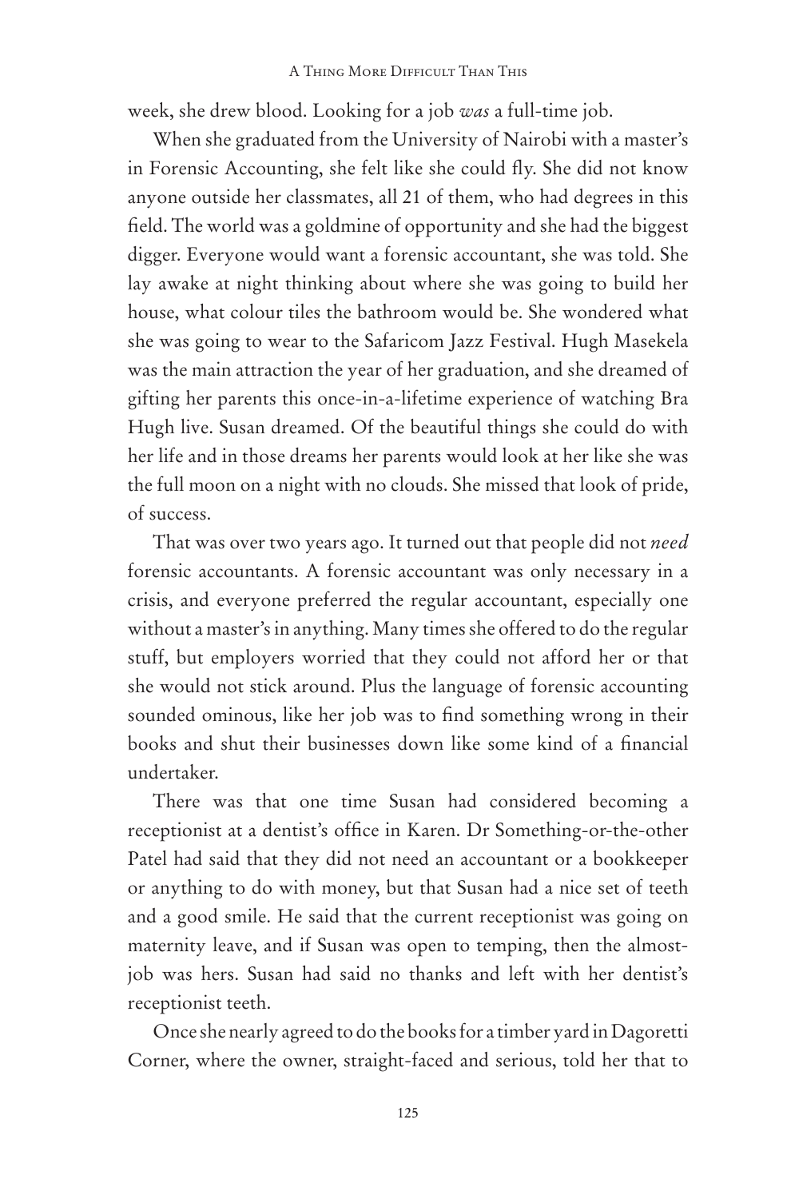week, she drew blood. Looking for a job *was* a full-time job.

When she graduated from the University of Nairobi with a master's in Forensic Accounting, she felt like she could fly. She did not know anyone outside her classmates, all 21 of them, who had degrees in this field. The world was a goldmine of opportunity and she had the biggest digger. Everyone would want a forensic accountant, she was told. She lay awake at night thinking about where she was going to build her house, what colour tiles the bathroom would be. She wondered what she was going to wear to the Safaricom Jazz Festival. Hugh Masekela was the main attraction the year of her graduation, and she dreamed of gifting her parents this once-in-a-lifetime experience of watching Bra Hugh live. Susan dreamed. Of the beautiful things she could do with her life and in those dreams her parents would look at her like she was the full moon on a night with no clouds. She missed that look of pride, of success.

That was over two years ago. It turned out that people did not *need* forensic accountants. A forensic accountant was only necessary in a crisis, and everyone preferred the regular accountant, especially one without a master's in anything. Many times she offered to do the regular stuff, but employers worried that they could not afford her or that she would not stick around. Plus the language of forensic accounting sounded ominous, like her job was to find something wrong in their books and shut their businesses down like some kind of a financial undertaker.

There was that one time Susan had considered becoming a receptionist at a dentist's office in Karen. Dr Something-or-the-other Patel had said that they did not need an accountant or a bookkeeper or anything to do with money, but that Susan had a nice set of teeth and a good smile. He said that the current receptionist was going on maternity leave, and if Susan was open to temping, then the almost-job was hers. Susan had said no thanks and left with her dentist's receptionist teeth.

Once she nearly agreed to do the books for a timber yard in Dagoretti Corner, where the owner, straight-faced and serious, told her that to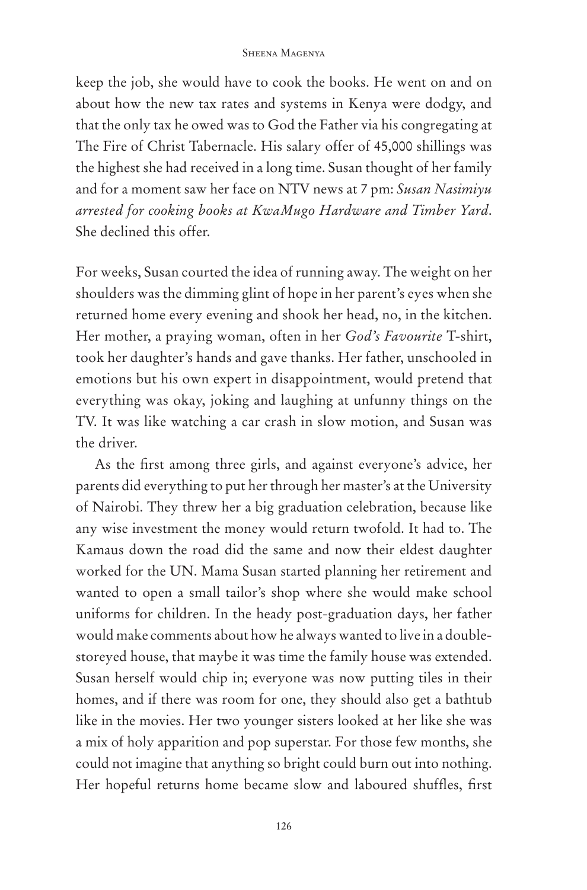keep the job, she would have to cook the books. He went on and on about how the new tax rates and systems in Kenya were dodgy, and that the only tax he owed was to God the Father via his congregating at The Fire of Christ Tabernacle. His salary offer of 45,000 shillings was the highest she had received in a long time. Susan thought of her family and for a moment saw her face on NTV news at 7 pm: *Susan Nasimiyu arrested for cooking books at KwaMugo Hardware and Timber Yard*. She declined this offer.

For weeks, Susan courted the idea of running away. The weight on her shoulders was the dimming glint of hope in her parent's eyes when she returned home every evening and shook her head, no, in the kitchen. Her mother, a praying woman, often in her *God's Favourite* T-shirt, took her daughter's hands and gave thanks. Her father, unschooled in emotions but his own expert in disappointment, would pretend that everything was okay, joking and laughing at unfunny things on the TV. It was like watching a car crash in slow motion, and Susan was the driver.

As the first among three girls, and against everyone's advice, her parents did everything to put her through her master's at the University of Nairobi. They threw her a big graduation celebration, because like any wise investment the money would return twofold. It had to. The Kamaus down the road did the same and now their eldest daughter worked for the UN. Mama Susan started planning her retirement and wanted to open a small tailor's shop where she would make school uniforms for children. In the heady post-graduation days, her father would make comments about how he always wanted to live in a double-storeyed house, that maybe it was time the family house was extended. Susan herself would chip in; everyone was now putting tiles in their homes, and if there was room for one, they should also get a bathtub like in the movies. Her two younger sisters looked at her like she was a mix of holy apparition and pop superstar. For those few months, she could not imagine that anything so bright could burn out into nothing. Her hopeful returns home became slow and laboured shuffles, first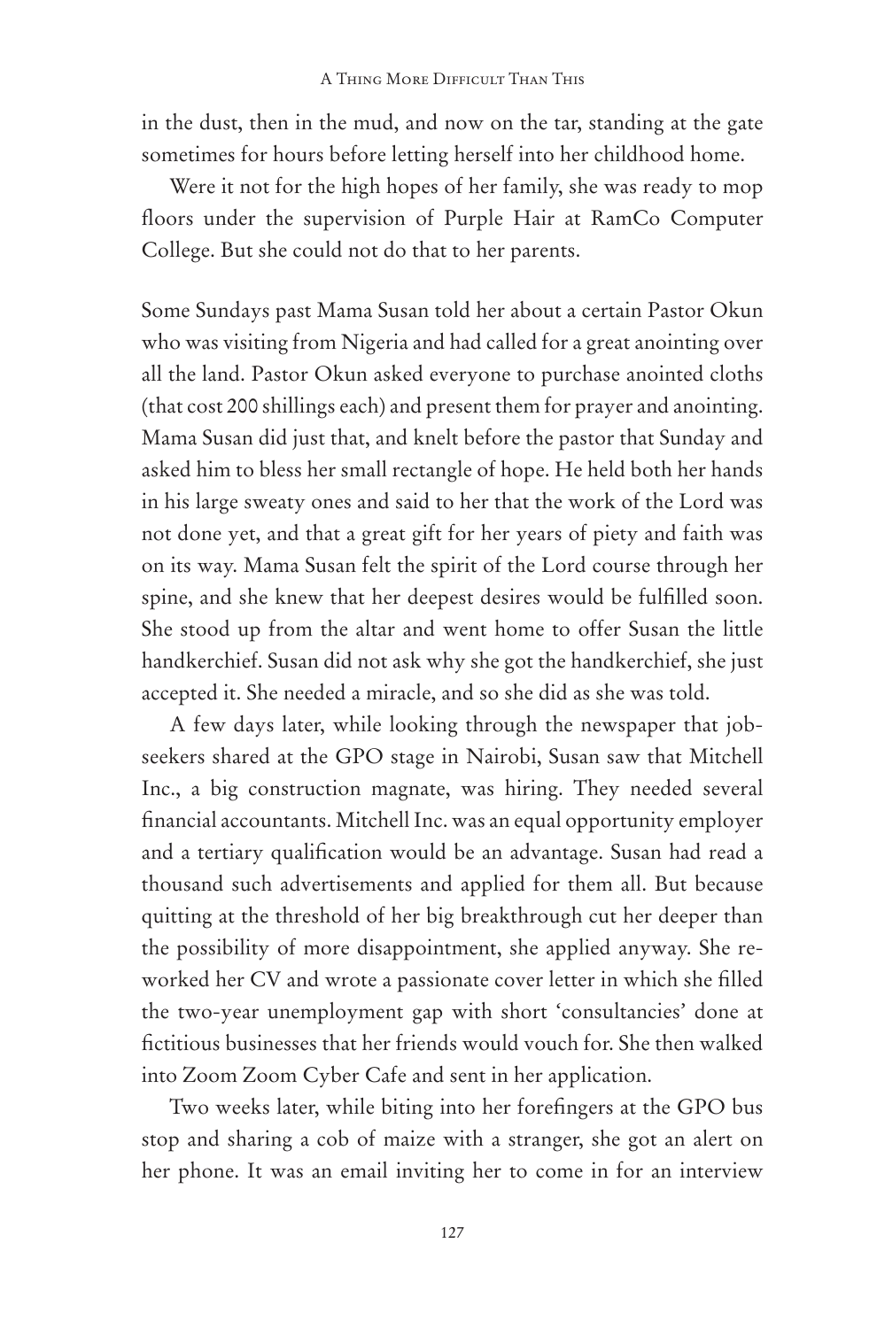in the dust, then in the mud, and now on the tar, standing at the gate sometimes for hours before letting herself into her childhood home.

Were it not for the high hopes of her family, she was ready to mop floors under the supervision of Purple Hair at RamCo Computer College. But she could not do that to her parents.

Some Sundays past Mama Susan told her about a certain Pastor Okun who was visiting from Nigeria and had called for a great anointing over all the land. Pastor Okun asked everyone to purchase anointed cloths (that cost 200 shillings each) and present them for prayer and anointing. Mama Susan did just that, and knelt before the pastor that Sunday and asked him to bless her small rectangle of hope. He held both her hands in his large sweaty ones and said to her that the work of the Lord was not done yet, and that a great gift for her years of piety and faith was on its way. Mama Susan felt the spirit of the Lord course through her spine, and she knew that her deepest desires would be fulfilled soon. She stood up from the altar and went home to offer Susan the little handkerchief. Susan did not ask why she got the handkerchief, she just accepted it. She needed a miracle, and so she did as she was told.

A few days later, while looking through the newspaper that job-seekers shared at the GPO stage in Nairobi, Susan saw that Mitchell Inc., a big construction magnate, was hiring. They needed several financial accountants. Mitchell Inc. was an equal opportunity employer and a tertiary qualification would be an advantage. Susan had read a thousand such advertisements and applied for them all. But because quitting at the threshold of her big breakthrough cut her deeper than the possibility of more disappointment, she applied anyway. She re-worked her CV and wrote a passionate cover letter in which she filled the two-year unemployment gap with short 'consultancies' done at fictitious businesses that her friends would vouch for. She then walked into Zoom Zoom Cyber Cafe and sent in her application.

Two weeks later, while biting into her forefingers at the GPO bus stop and sharing a cob of maize with a stranger, she got an alert on her phone. It was an email inviting her to come in for an interview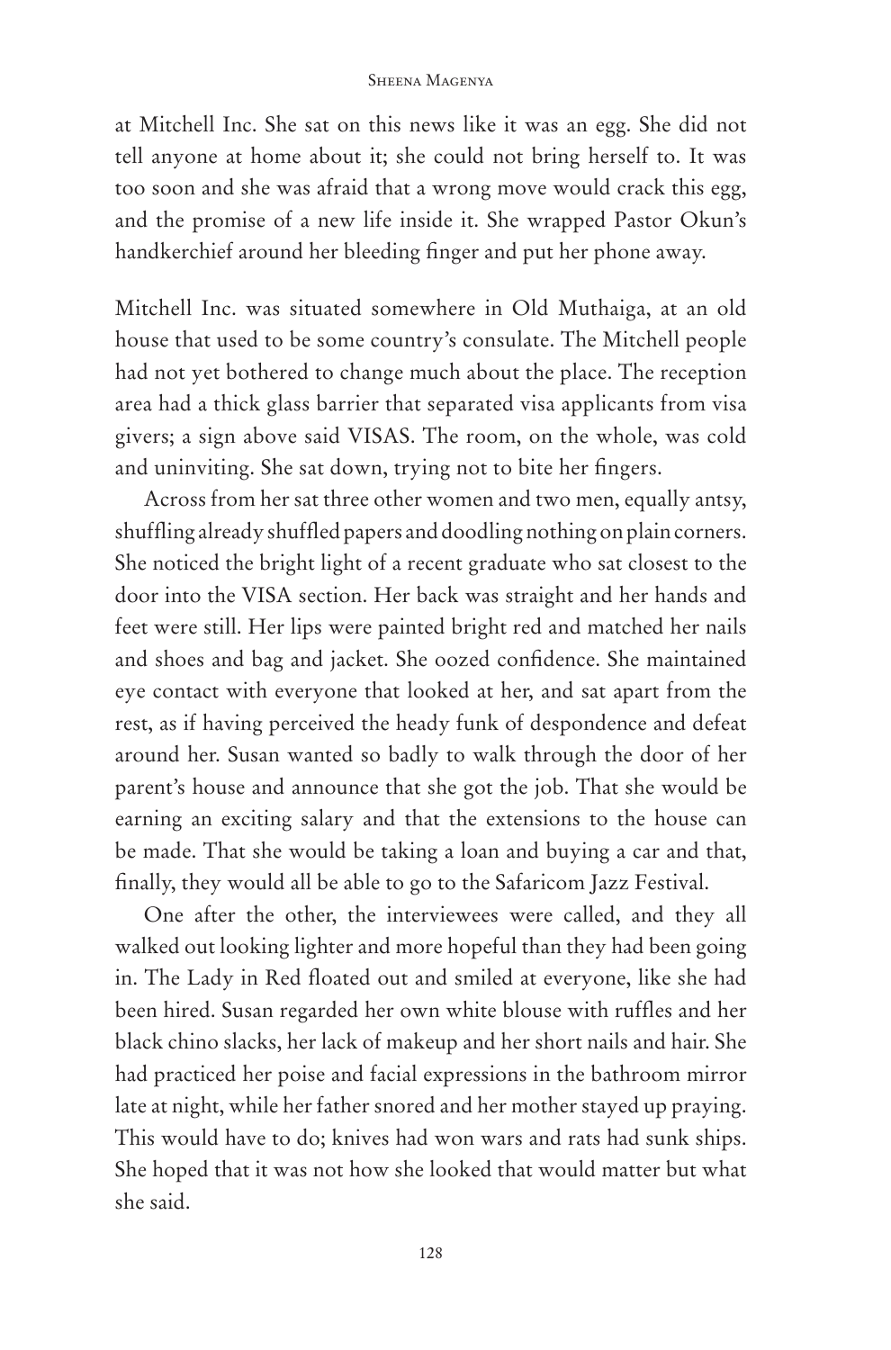at Mitchell Inc. She sat on this news like it was an egg. She did not tell anyone at home about it; she could not bring herself to. It was too soon and she was afraid that a wrong move would crack this egg, and the promise of a new life inside it. She wrapped Pastor Okun's handkerchief around her bleeding finger and put her phone away.

Mitchell Inc. was situated somewhere in Old Muthaiga, at an old house that used to be some country's consulate. The Mitchell people had not yet bothered to change much about the place. The reception area had a thick glass barrier that separated visa applicants from visa givers; a sign above said VISAS. The room, on the whole, was cold and uninviting. She sat down, trying not to bite her fingers.

Across from her sat three other women and two men, equally antsy, shuffling already shuffled papers and doodling nothing on plain corners. She noticed the bright light of a recent graduate who sat closest to the door into the VISA section. Her back was straight and her hands and feet were still. Her lips were painted bright red and matched her nails and shoes and bag and jacket. She oozed confidence. She maintained eye contact with everyone that looked at her, and sat apart from the rest, as if having perceived the heady funk of despondence and defeat around her. Susan wanted so badly to walk through the door of her parent's house and announce that she got the job. That she would be earning an exciting salary and that the extensions to the house can be made. That she would be taking a loan and buying a car and that, finally, they would all be able to go to the Safaricom Jazz Festival.

One after the other, the interviewees were called, and they all walked out looking lighter and more hopeful than they had been going in. The Lady in Red floated out and smiled at everyone, like she had been hired. Susan regarded her own white blouse with ruffles and her black chino slacks, her lack of makeup and her short nails and hair. She had practiced her poise and facial expressions in the bathroom mirror late at night, while her father snored and her mother stayed up praying. This would have to do; knives had won wars and rats had sunk ships. She hoped that it was not how she looked that would matter but what she said.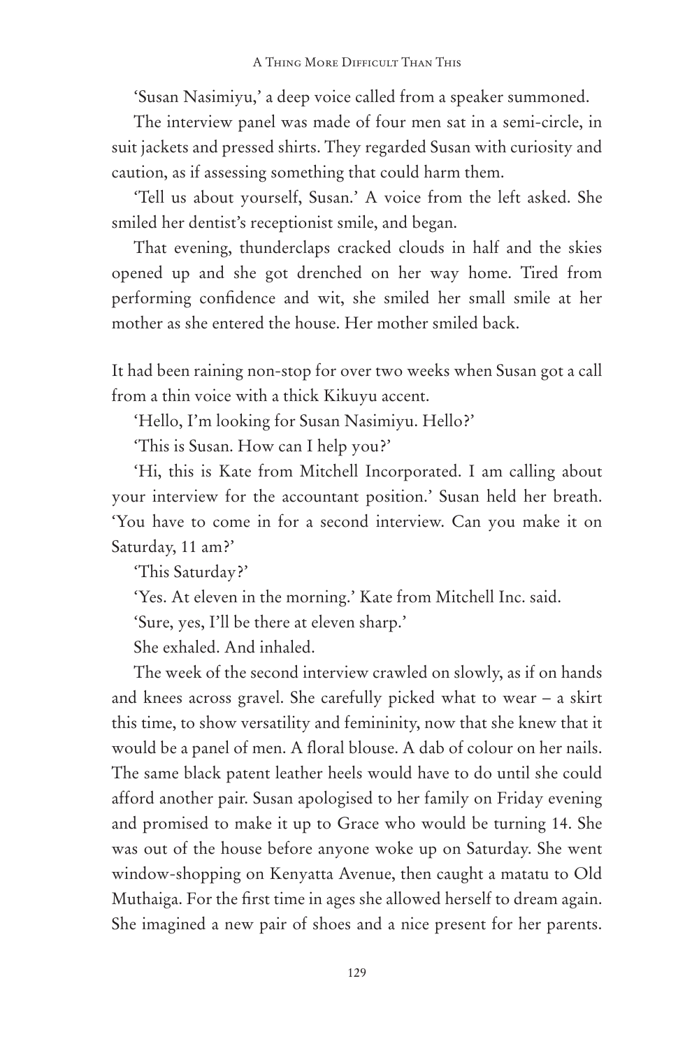'Susan Nasimiyu,' a deep voice called from a speaker summoned.

The interview panel was made of four men sat in a semi-circle, in suit jackets and pressed shirts. They regarded Susan with curiosity and caution, as if assessing something that could harm them.

'Tell us about yourself, Susan.' A voice from the left asked. She smiled her dentist's receptionist smile, and began.

That evening, thunderclaps cracked clouds in half and the skies opened up and she got drenched on her way home. Tired from performing confidence and wit, she smiled her small smile at her mother as she entered the house. Her mother smiled back.

It had been raining non-stop for over two weeks when Susan got a call from a thin voice with a thick Kikuyu accent.

'Hello, I'm looking for Susan Nasimiyu. Hello?'

'This is Susan. How can I help you?'

'Hi, this is Kate from Mitchell Incorporated. I am calling about your interview for the accountant position.' Susan held her breath. 'You have to come in for a second interview. Can you make it on Saturday, 11 am?'

'This Saturday?'

'Yes. At eleven in the morning.' Kate from Mitchell Inc. said.

'Sure, yes, I'll be there at eleven sharp.'

She exhaled. And inhaled.

The week of the second interview crawled on slowly, as if on hands and knees across gravel. She carefully picked what to wear – a skirt this time, to show versatility and femininity, now that she knew that it would be a panel of men. A floral blouse. A dab of colour on her nails. The same black patent leather heels would have to do until she could afford another pair. Susan apologised to her family on Friday evening and promised to make it up to Grace who would be turning 14. She was out of the house before anyone woke up on Saturday. She went window-shopping on Kenyatta Avenue, then caught a matatu to Old Muthaiga. For the first time in ages she allowed herself to dream again. She imagined a new pair of shoes and a nice present for her parents.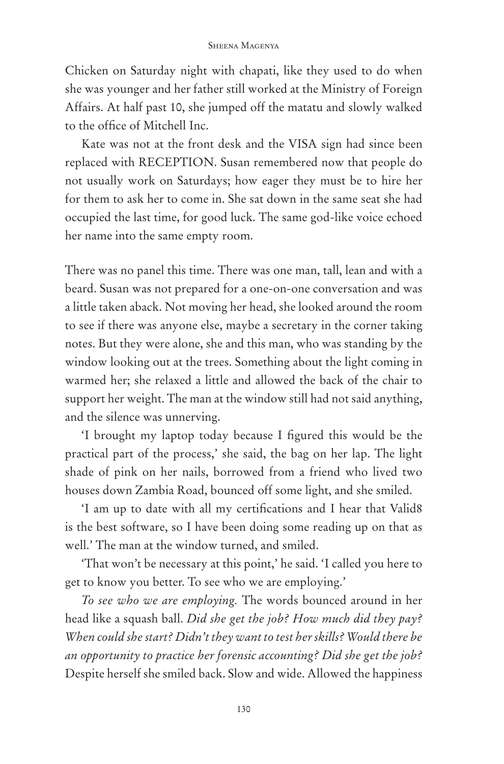Chicken on Saturday night with chapati, like they used to do when she was younger and her father still worked at the Ministry of Foreign Affairs. At half past 10, she jumped off the matatu and slowly walked to the office of Mitchell Inc.

Kate was not at the front desk and the VISA sign had since been replaced with RECEPTION. Susan remembered now that people do not usually work on Saturdays; how eager they must be to hire her for them to ask her to come in. She sat down in the same seat she had occupied the last time, for good luck. The same god-like voice echoed her name into the same empty room.

There was no panel this time. There was one man, tall, lean and with a beard. Susan was not prepared for a one-on-one conversation and was a little taken aback. Not moving her head, she looked around the room to see if there was anyone else, maybe a secretary in the corner taking notes. But they were alone, she and this man, who was standing by the window looking out at the trees. Something about the light coming in warmed her; she relaxed a little and allowed the back of the chair to support her weight. The man at the window still had not said anything, and the silence was unnerving.

'I brought my laptop today because I figured this would be the practical part of the process,' she said, the bag on her lap. The light shade of pink on her nails, borrowed from a friend who lived two houses down Zambia Road, bounced off some light, and she smiled.

'I am up to date with all my certifications and I hear that Valid8 is the best software, so I have been doing some reading up on that as well.' The man at the window turned, and smiled.

'That won't be necessary at this point,' he said. 'I called you here to get to know you better. To see who we are employing.'

*To see who we are employing.* The words bounced around in her head like a squash ball. *Did she get the job? How much did they pay? When could she start? Didn't they want to test her skills? Would there be an opportunity to practice her forensic accounting? Did she get the job?* Despite herself she smiled back. Slow and wide. Allowed the happiness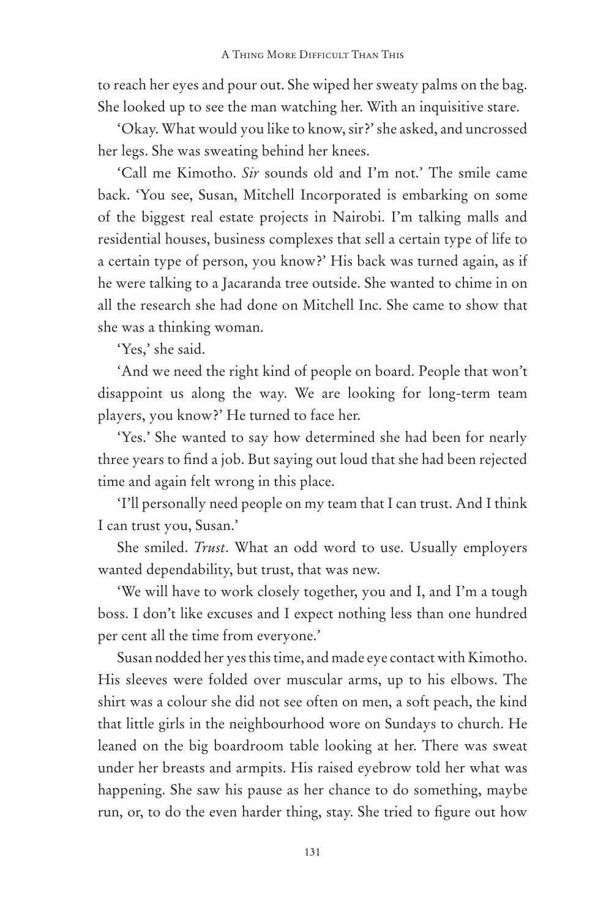to reach her eyes and pour out. She wiped her sweaty palms on the bag. She looked up to see the man watching her. With an inquisitive stare.

'Okay. What would you like to know, sir?' she asked, and uncrossed her legs. She was sweating behind her knees.

'Call me Kimotho. *Sir* sounds old and I'm not.' The smile came back. 'You see, Susan, Mitchell Incorporated is embarking on some of the biggest real estate projects in Nairobi. I'm talking malls and residential houses, business complexes that sell a certain type of life to a certain type of person, you know?' His back was turned again, as if he were talking to a Jacaranda tree outside. She wanted to chime in on all the research she had done on Mitchell Inc. She came to show that she was a thinking woman.

'Yes,' she said.

'And we need the right kind of people on board. People that won't disappoint us along the way. We are looking for long-term team players, you know?' He turned to face her.

'Yes.' She wanted to say how determined she had been for nearly three years to find a job. But saying out loud that she had been rejected time and again felt wrong in this place.

'I'll personally need people on my team that I can trust. And I think I can trust you, Susan.'

She smiled. *Trust*. What an odd word to use. Usually employers wanted dependability, but trust, that was new.

'We will have to work closely together, you and I, and I'm a tough boss. I don't like excuses and I expect nothing less than one hundred per cent all the time from everyone.'

Susan nodded her yes this time, and made eye contact with Kimotho. His sleeves were folded over muscular arms, up to his elbows. The shirt was a colour she did not see often on men, a soft peach, the kind that little girls in the neighbourhood wore on Sundays to church. He leaned on the big boardroom table looking at her. There was sweat under her breasts and armpits. His raised eyebrow told her what was happening. She saw his pause as her chance to do something, maybe run, or, to do the even harder thing, stay. She tried to figure out how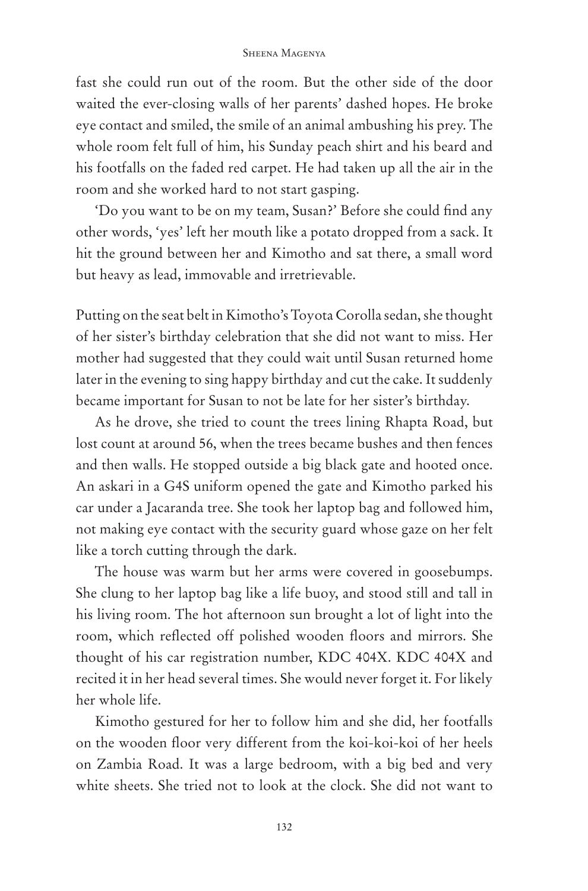fast she could run out of the room. But the other side of the door waited the ever-closing walls of her parents' dashed hopes. He broke eye contact and smiled, the smile of an animal ambushing his prey. The whole room felt full of him, his Sunday peach shirt and his beard and his footfalls on the faded red carpet. He had taken up all the air in the room and she worked hard to not start gasping.

'Do you want to be on my team, Susan?' Before she could find any other words, 'yes' left her mouth like a potato dropped from a sack. It hit the ground between her and Kimotho and sat there, a small word but heavy as lead, immovable and irretrievable.

Putting on the seat belt in Kimotho's Toyota Corolla sedan, she thought of her sister's birthday celebration that she did not want to miss. Her mother had suggested that they could wait until Susan returned home later in the evening to sing happy birthday and cut the cake. It suddenly became important for Susan to not be late for her sister's birthday.

As he drove, she tried to count the trees lining Rhapta Road, but lost count at around 56, when the trees became bushes and then fences and then walls. He stopped outside a big black gate and hooted once. An askari in a G4S uniform opened the gate and Kimotho parked his car under a Jacaranda tree. She took her laptop bag and followed him, not making eye contact with the security guard whose gaze on her felt like a torch cutting through the dark.

The house was warm but her arms were covered in goosebumps. She clung to her laptop bag like a life buoy, and stood still and tall in his living room. The hot afternoon sun brought a lot of light into the room, which reflected off polished wooden floors and mirrors. She thought of his car registration number, KDC 404X. KDC 404X and recited it in her head several times. She would never forget it. For likely her whole life.

Kimotho gestured for her to follow him and she did, her footfalls on the wooden floor very different from the koi-koi-koi of her heels on Zambia Road. It was a large bedroom, with a big bed and very white sheets. She tried not to look at the clock. She did not want to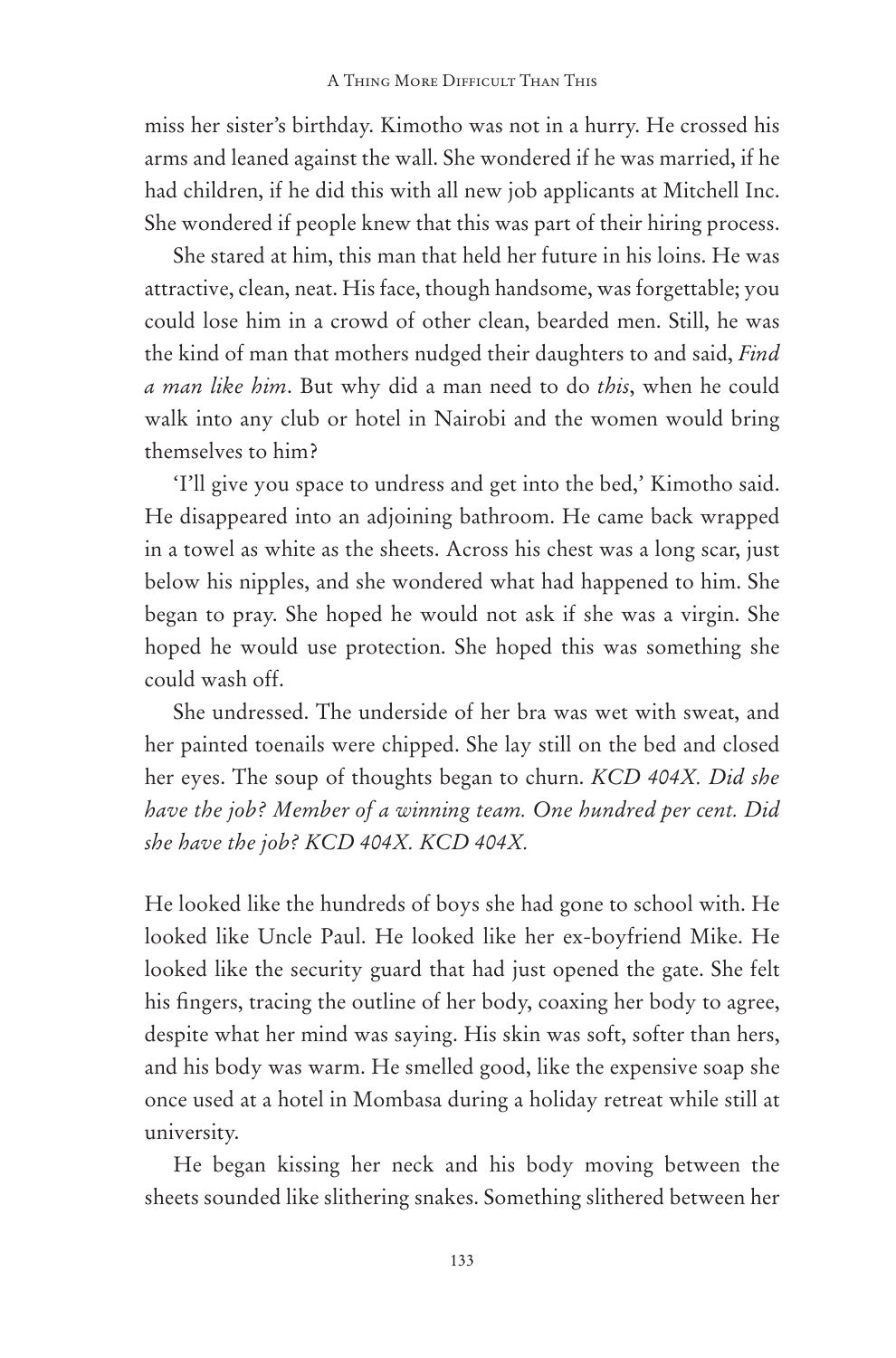miss her sister's birthday. Kimotho was not in a hurry. He crossed his arms and leaned against the wall. She wondered if he was married, if he had children, if he did this with all new job applicants at Mitchell Inc. She wondered if people knew that this was part of their hiring process.

She stared at him, this man that held her future in his loins. He was attractive, clean, neat. His face, though handsome, was forgettable; you could lose him in a crowd of other clean, bearded men. Still, he was the kind of man that mothers nudged their daughters to and said, *Find a man like him*. But why did a man need to do *this*, when he could walk into any club or hotel in Nairobi and the women would bring themselves to him?

'I'll give you space to undress and get into the bed,' Kimotho said. He disappeared into an adjoining bathroom. He came back wrapped in a towel as white as the sheets. Across his chest was a long scar, just below his nipples, and she wondered what had happened to him. She began to pray. She hoped he would not ask if she was a virgin. She hoped he would use protection. She hoped this was something she could wash off.

She undressed. The underside of her bra was wet with sweat, and her painted toenails were chipped. She lay still on the bed and closed her eyes. The soup of thoughts began to churn. *KCD 404X. Did she have the job? Member of a winning team. One hundred per cent. Did she have the job? KCD 404X. KCD 404X.*

He looked like the hundreds of boys she had gone to school with. He looked like Uncle Paul. He looked like her ex-boyfriend Mike. He looked like the security guard that had just opened the gate. She felt his fingers, tracing the outline of her body, coaxing her body to agree, despite what her mind was saying. His skin was soft, softer than hers, and his body was warm. He smelled good, like the expensive soap she once used at a hotel in Mombasa during a holiday retreat while still at university.

He began kissing her neck and his body moving between the sheets sounded like slithering snakes. Something slithered between her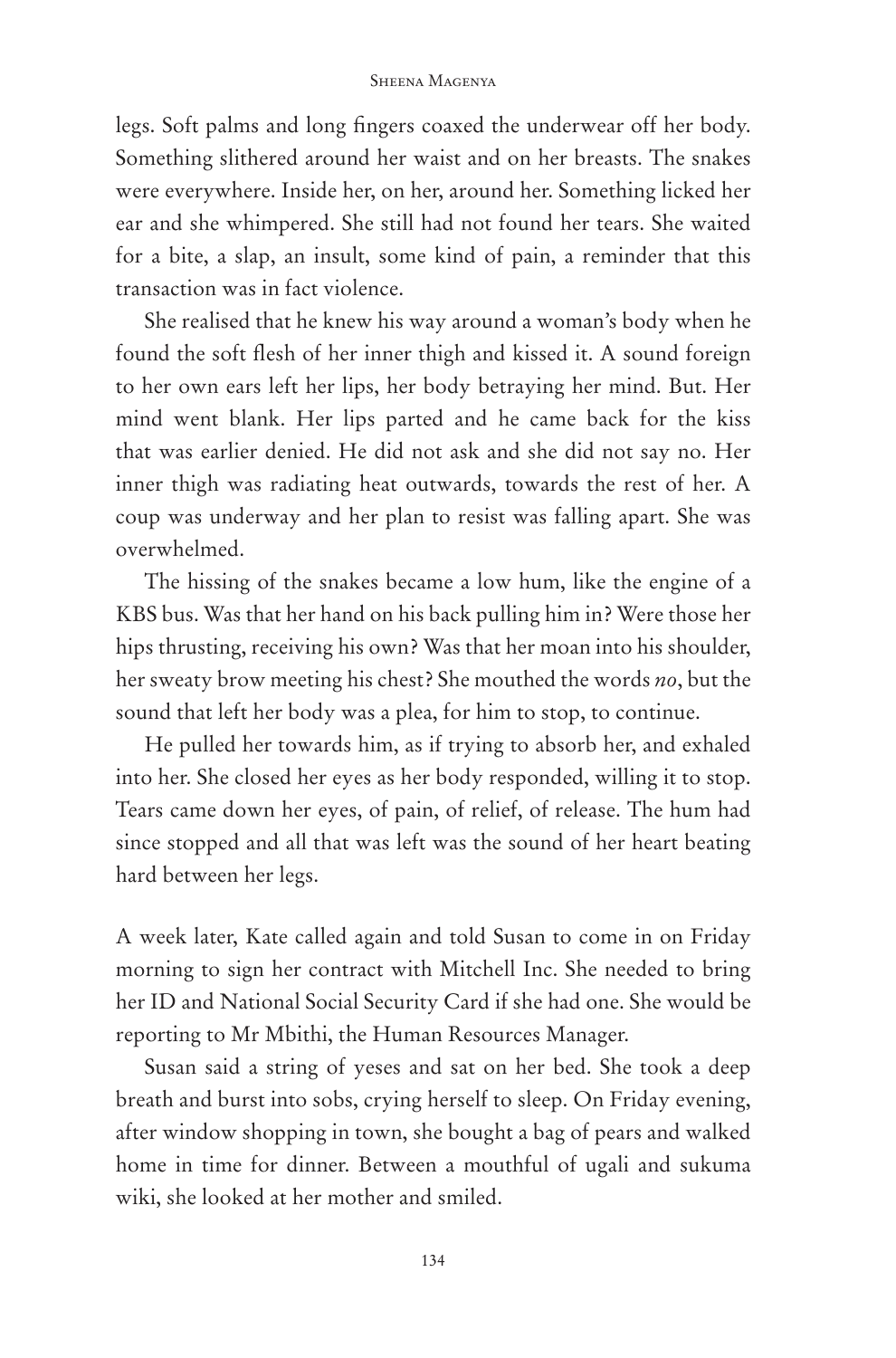legs. Soft palms and long fingers coaxed the underwear off her body. Something slithered around her waist and on her breasts. The snakes were everywhere. Inside her, on her, around her. Something licked her ear and she whimpered. She still had not found her tears. She waited for a bite, a slap, an insult, some kind of pain, a reminder that this transaction was in fact violence.

She realised that he knew his way around a woman's body when he found the soft flesh of her inner thigh and kissed it. A sound foreign to her own ears left her lips, her body betraying her mind. But. Her mind went blank. Her lips parted and he came back for the kiss that was earlier denied. He did not ask and she did not say no. Her inner thigh was radiating heat outwards, towards the rest of her. A coup was underway and her plan to resist was falling apart. She was overwhelmed.

The hissing of the snakes became a low hum, like the engine of a KBS bus. Was that her hand on his back pulling him in? Were those her hips thrusting, receiving his own? Was that her moan into his shoulder, her sweaty brow meeting his chest? She mouthed the words *no*, but the sound that left her body was a plea, for him to stop, to continue.

He pulled her towards him, as if trying to absorb her, and exhaled into her. She closed her eyes as her body responded, willing it to stop. Tears came down her eyes, of pain, of relief, of release. The hum had since stopped and all that was left was the sound of her heart beating hard between her legs.

A week later, Kate called again and told Susan to come in on Friday morning to sign her contract with Mitchell Inc. She needed to bring her ID and National Social Security Card if she had one. She would be reporting to Mr Mbithi, the Human Resources Manager.

Susan said a string of yeses and sat on her bed. She took a deep breath and burst into sobs, crying herself to sleep. On Friday evening, after window shopping in town, she bought a bag of pears and walked home in time for dinner. Between a mouthful of ugali and sukuma wiki, she looked at her mother and smiled.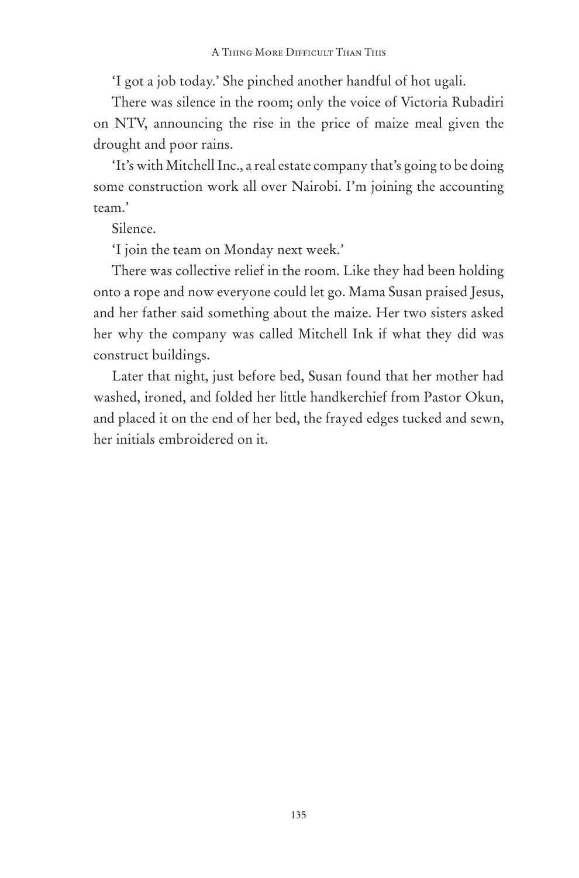'I got a job today.' She pinched another handful of hot ugali.

There was silence in the room; only the voice of Victoria Rubadiri on NTV, announcing the rise in the price of maize meal given the drought and poor rains.

'It's with Mitchell Inc., a real estate company that's going to be doing some construction work all over Nairobi. I'm joining the accounting team.'

Silence.

'I join the team on Monday next week.'

There was collective relief in the room. Like they had been holding onto a rope and now everyone could let go. Mama Susan praised Jesus, and her father said something about the maize. Her two sisters asked her why the company was called Mitchell Ink if what they did was construct buildings.

Later that night, just before bed, Susan found that her mother had washed, ironed, and folded her little handkerchief from Pastor Okun, and placed it on the end of her bed, the frayed edges tucked and sewn, her initials embroidered on it.